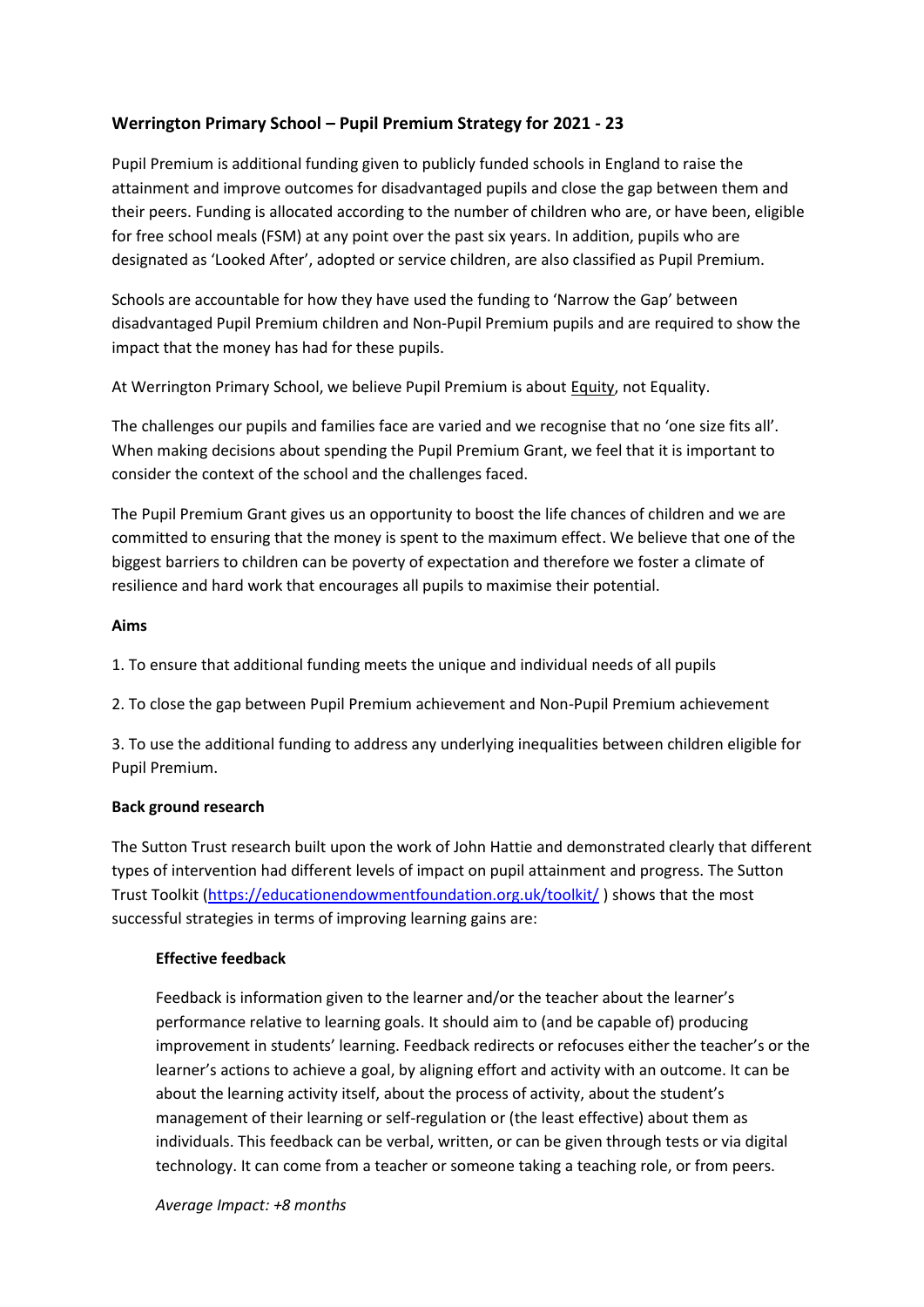## Werrington Primary School – Pupil Premium Strategy for 2021 - 23

Pupil Premium is additional funding given to publicly funded schools in England to raise the attainment and improve outcomes for disadvantaged pupils and close the gap between them and their peers. Funding is allocated according to the number of children who are, or have been, eligible for free school meals (FSM) at any point over the past six years. In addition, pupils who are designated as 'Looked After', adopted or service children, are also classified as Pupil Premium.

Schools are accountable for how they have used the funding to 'Narrow the Gap' between disadvantaged Pupil Premium children and Non-Pupil Premium pupils and are required to show the impact that the money has had for these pupils.

At Werrington Primary School, we believe Pupil Premium is about Equity, not Equality.

The challenges our pupils and families face are varied and we recognise that no 'one size fits all'. When making decisions about spending the Pupil Premium Grant, we feel that it is important to consider the context of the school and the challenges faced.

The Pupil Premium Grant gives us an opportunity to boost the life chances of children and we are committed to ensuring that the money is spent to the maximum effect. We believe that one of the biggest barriers to children can be poverty of expectation and therefore we foster a climate of resilience and hard work that encourages all pupils to maximise their potential.

**Aims**

1. To ensure that additional funding meets the unique and individual needs of all pupils
2. To close the gap between Pupil Premium achievement and Non-Pupil Premium achievement
3. To use the additional funding to address any underlying inequalities between children eligible for Pupil Premium.

**Back ground research**

The Sutton Trust research built upon the work of John Hattie and demonstrated clearly that different types of intervention had different levels of impact on pupil attainment and progress. The Sutton Trust Toolkit (https://educationendowmentfoundation.org.uk/toolkit/ ) shows that the most successful strategies in terms of improving learning gains are:

**Effective feedback**

Feedback is information given to the learner and/or the teacher about the learner's performance relative to learning goals. It should aim to (and be capable of) producing improvement in students' learning. Feedback redirects or refocuses either the teacher's or the learner's actions to achieve a goal, by aligning effort and activity with an outcome. It can be about the learning activity itself, about the process of activity, about the student's management of their learning or self-regulation or (the least effective) about them as individuals. This feedback can be verbal, written, or can be given through tests or via digital technology. It can come from a teacher or someone taking a teaching role, or from peers.

*Average Impact: +8 months*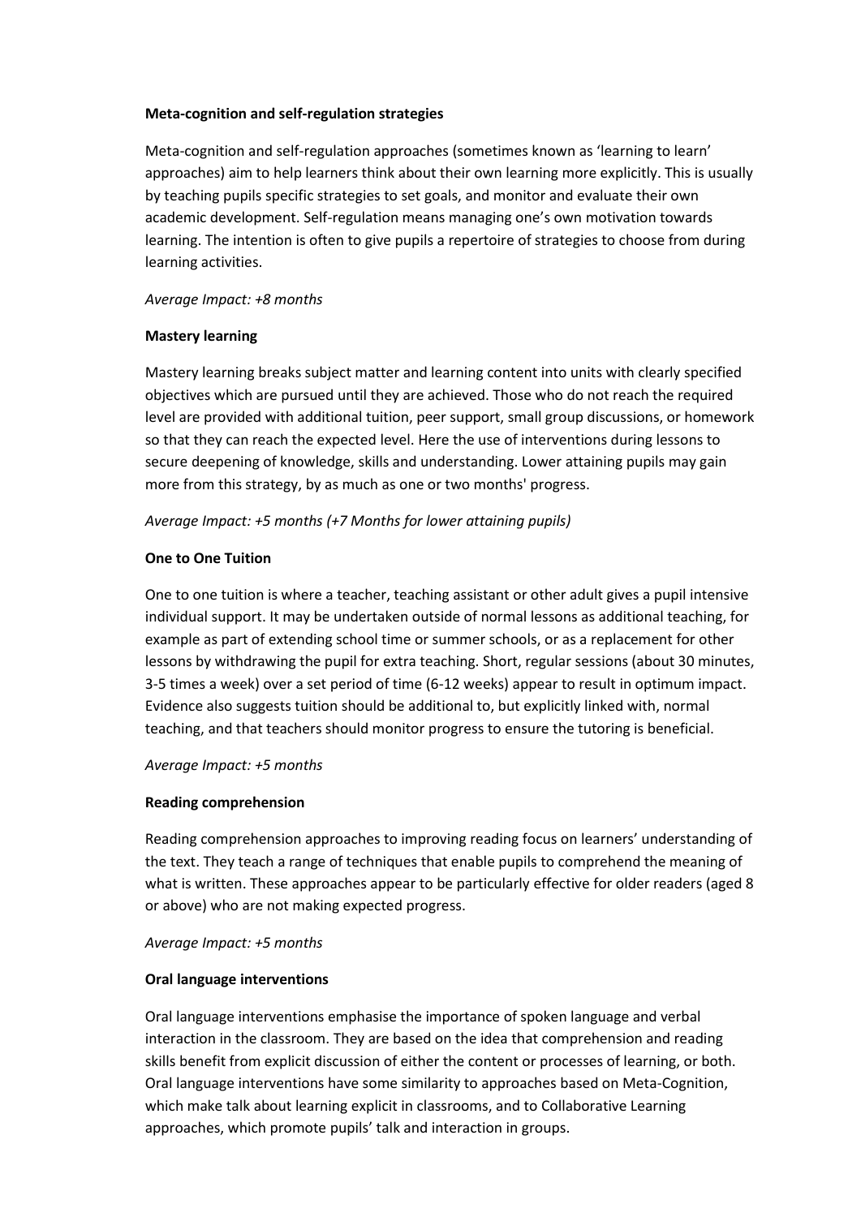**Meta-cognition and self-regulation strategies**

Meta-cognition and self-regulation approaches (sometimes known as 'learning to learn' approaches) aim to help learners think about their own learning more explicitly. This is usually by teaching pupils specific strategies to set goals, and monitor and evaluate their own academic development. Self-regulation means managing one's own motivation towards learning. The intention is often to give pupils a repertoire of strategies to choose from during learning activities.

*Average Impact: +8 months*

**Mastery learning**

Mastery learning breaks subject matter and learning content into units with clearly specified objectives which are pursued until they are achieved. Those who do not reach the required level are provided with additional tuition, peer support, small group discussions, or homework so that they can reach the expected level. Here the use of interventions during lessons to secure deepening of knowledge, skills and understanding. Lower attaining pupils may gain more from this strategy, by as much as one or two months' progress.

*Average Impact: +5 months (+7 Months for lower attaining pupils)*

**One to One Tuition**

One to one tuition is where a teacher, teaching assistant or other adult gives a pupil intensive individual support. It may be undertaken outside of normal lessons as additional teaching, for example as part of extending school time or summer schools, or as a replacement for other lessons by withdrawing the pupil for extra teaching. Short, regular sessions (about 30 minutes, 3-5 times a week) over a set period of time (6-12 weeks) appear to result in optimum impact. Evidence also suggests tuition should be additional to, but explicitly linked with, normal teaching, and that teachers should monitor progress to ensure the tutoring is beneficial.

*Average Impact: +5 months*

**Reading comprehension**

Reading comprehension approaches to improving reading focus on learners' understanding of the text. They teach a range of techniques that enable pupils to comprehend the meaning of what is written. These approaches appear to be particularly effective for older readers (aged 8 or above) who are not making expected progress.

*Average Impact: +5 months*

**Oral language interventions**

Oral language interventions emphasise the importance of spoken language and verbal interaction in the classroom. They are based on the idea that comprehension and reading skills benefit from explicit discussion of either the content or processes of learning, or both. Oral language interventions have some similarity to approaches based on Meta-Cognition, which make talk about learning explicit in classrooms, and to Collaborative Learning approaches, which promote pupils' talk and interaction in groups.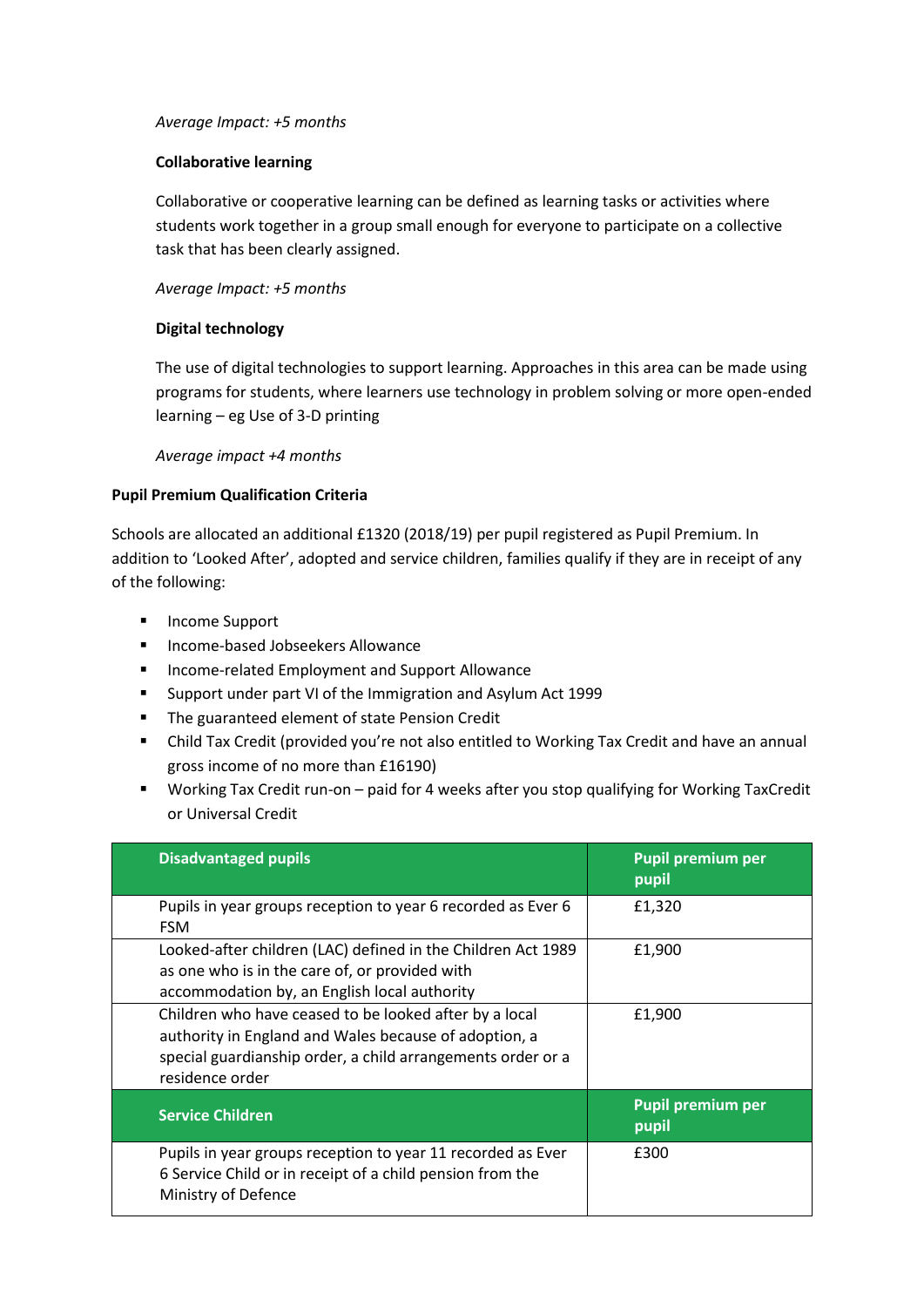*Average Impact: +5 months*

**Collaborative learning**

Collaborative or cooperative learning can be defined as learning tasks or activities where students work together in a group small enough for everyone to participate on a collective task that has been clearly assigned.

*Average Impact: +5 months*

**Digital technology**

The use of digital technologies to support learning. Approaches in this area can be made using programs for students, where learners use technology in problem solving or more open-ended learning – eg Use of 3-D printing

*Average impact +4 months*

**Pupil Premium Qualification Criteria**

Schools are allocated an additional £1320 (2018/19) per pupil registered as Pupil Premium. In addition to 'Looked After', adopted and service children, families qualify if they are in receipt of any of the following:

- Income Support
- Income-based Jobseekers Allowance
- Income-related Employment and Support Allowance
- Support under part VI of the Immigration and Asylum Act 1999
- The guaranteed element of state Pension Credit
- Child Tax Credit (provided you're not also entitled to Working Tax Credit and have an annual gross income of no more than £16190)
- Working Tax Credit run-on – paid for 4 weeks after you stop qualifying for Working TaxCredit or Universal Credit

| Disadvantaged pupils | Pupil premium per pupil |
|---|---|
| Pupils in year groups reception to year 6 recorded as Ever 6 FSM | £1,320 |
| Looked-after children (LAC) defined in the Children Act 1989 as one who is in the care of, or provided with accommodation by, an English local authority | £1,900 |
| Children who have ceased to be looked after by a local authority in England and Wales because of adoption, a special guardianship order, a child arrangements order or a residence order | £1,900 |
| **Service Children** | **Pupil premium per pupil** |
| Pupils in year groups reception to year 11 recorded as Ever 6 Service Child or in receipt of a child pension from the Ministry of Defence | £300 |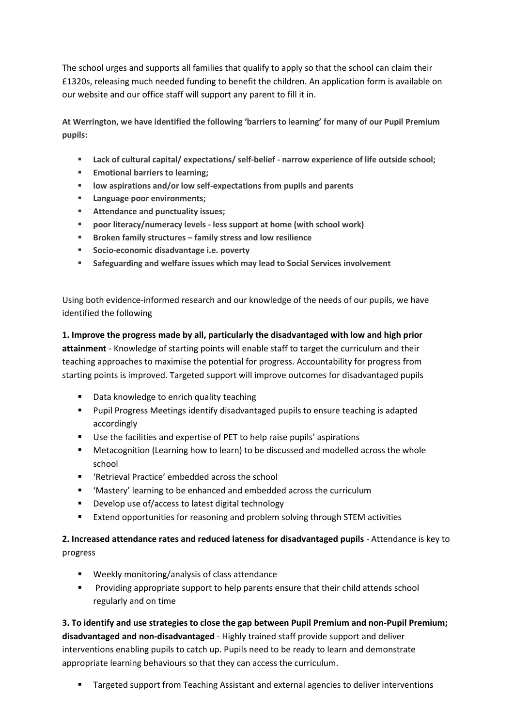The school urges and supports all families that qualify to apply so that the school can claim their £1320s, releasing much needed funding to benefit the children. An application form is available on our website and our office staff will support any parent to fill it in.

**At Werrington, we have identified the following 'barriers to learning' for many of our Pupil Premium pupils:**

- **Lack of cultural capital/ expectations/ self-belief - narrow experience of life outside school;**
- **Emotional barriers to learning;**
- **low aspirations and/or low self-expectations from pupils and parents**
- **Language poor environments;**
- **Attendance and punctuality issues;**
- **poor literacy/numeracy levels - less support at home (with school work)**
- **Broken family structures – family stress and low resilience**
- **Socio-economic disadvantage i.e. poverty**
- **Safeguarding and welfare issues which may lead to Social Services involvement**

Using both evidence-informed research and our knowledge of the needs of our pupils, we have identified the following

**1. Improve the progress made by all, particularly the disadvantaged with low and high prior attainment** - Knowledge of starting points will enable staff to target the curriculum and their teaching approaches to maximise the potential for progress. Accountability for progress from starting points is improved. Targeted support will improve outcomes for disadvantaged pupils

- Data knowledge to enrich quality teaching
- Pupil Progress Meetings identify disadvantaged pupils to ensure teaching is adapted accordingly
- Use the facilities and expertise of PET to help raise pupils' aspirations
- Metacognition (Learning how to learn) to be discussed and modelled across the whole school
- 'Retrieval Practice' embedded across the school
- 'Mastery' learning to be enhanced and embedded across the curriculum
- Develop use of/access to latest digital technology
- Extend opportunities for reasoning and problem solving through STEM activities

**2. Increased attendance rates and reduced lateness for disadvantaged pupils** - Attendance is key to progress

- Weekly monitoring/analysis of class attendance
- Providing appropriate support to help parents ensure that their child attends school regularly and on time

**3. To identify and use strategies to close the gap between Pupil Premium and non-Pupil Premium; disadvantaged and non-disadvantaged** - Highly trained staff provide support and deliver interventions enabling pupils to catch up. Pupils need to be ready to learn and demonstrate appropriate learning behaviours so that they can access the curriculum.

- Targeted support from Teaching Assistant and external agencies to deliver interventions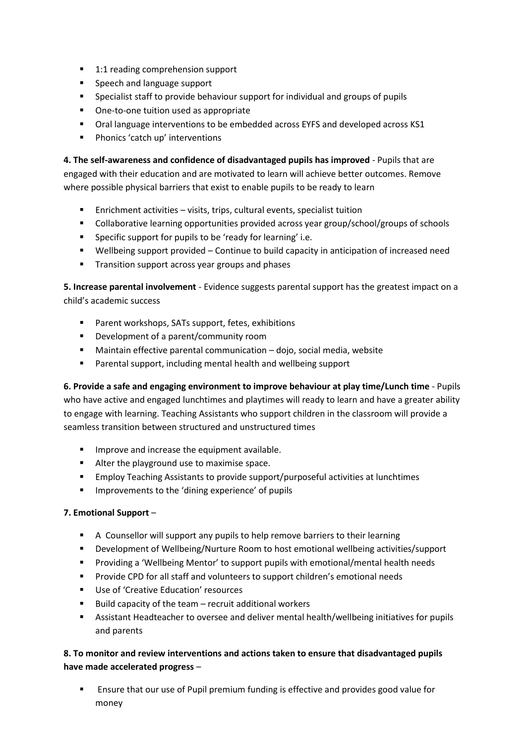- 1:1 reading comprehension support
- Speech and language support
- Specialist staff to provide behaviour support for individual and groups of pupils
- One-to-one tuition used as appropriate
- Oral language interventions to be embedded across EYFS and developed across KS1
- Phonics 'catch up' interventions

**4. The self-awareness and confidence of disadvantaged pupils has improved** - Pupils that are engaged with their education and are motivated to learn will achieve better outcomes. Remove where possible physical barriers that exist to enable pupils to be ready to learn

- Enrichment activities – visits, trips, cultural events, specialist tuition
- Collaborative learning opportunities provided across year group/school/groups of schools
- Specific support for pupils to be 'ready for learning' i.e.
- Wellbeing support provided – Continue to build capacity in anticipation of increased need
- Transition support across year groups and phases

**5. Increase parental involvement** - Evidence suggests parental support has the greatest impact on a child's academic success

- Parent workshops, SATs support, fetes, exhibitions
- Development of a parent/community room
- Maintain effective parental communication – dojo, social media, website
- Parental support, including mental health and wellbeing support

**6. Provide a safe and engaging environment to improve behaviour at play time/Lunch time** - Pupils who have active and engaged lunchtimes and playtimes will ready to learn and have a greater ability to engage with learning. Teaching Assistants who support children in the classroom will provide a seamless transition between structured and unstructured times

- Improve and increase the equipment available.
- Alter the playground use to maximise space.
- Employ Teaching Assistants to provide support/purposeful activities at lunchtimes
- Improvements to the 'dining experience' of pupils

**7. Emotional Support** –

- A Counsellor will support any pupils to help remove barriers to their learning
- Development of Wellbeing/Nurture Room to host emotional wellbeing activities/support
- Providing a 'Wellbeing Mentor' to support pupils with emotional/mental health needs
- Provide CPD for all staff and volunteers to support children's emotional needs
- Use of 'Creative Education' resources
- Build capacity of the team – recruit additional workers
- Assistant Headteacher to oversee and deliver mental health/wellbeing initiatives for pupils and parents

**8. To monitor and review interventions and actions taken to ensure that disadvantaged pupils have made accelerated progress** –

- Ensure that our use of Pupil premium funding is effective and provides good value for money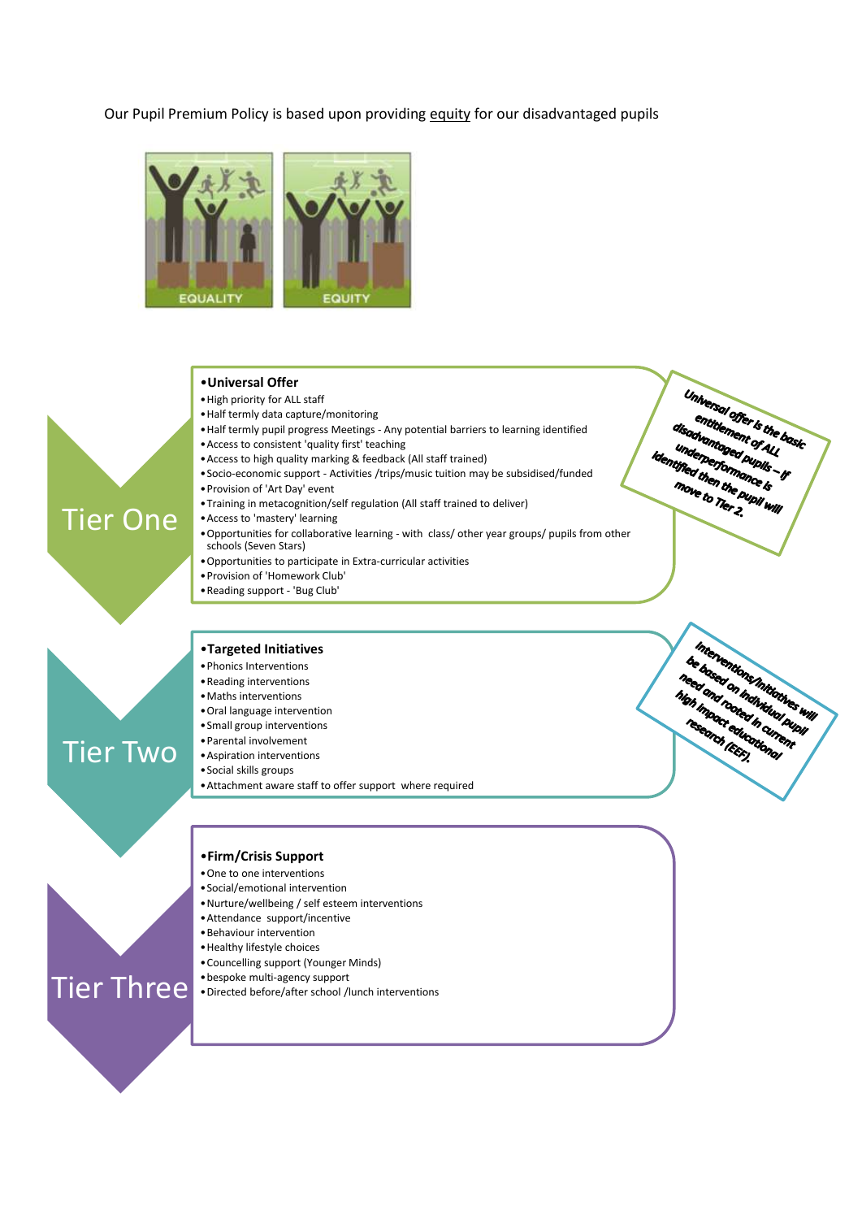Our Pupil Premium Policy is based upon providing equity for our disadvantaged pupils

EQUALITY

EQUITY

## Tier One

**Universal Offer**

- High priority for ALL staff
- Half termly data capture/monitoring
- Half termly pupil progress Meetings - Any potential barriers to learning identified
- Access to consistent 'quality first' teaching
- Access to high quality marking & feedback (All staff trained)
- Socio-economic support - Activities /trips/music tuition may be subsidised/funded
- Provision of 'Art Day' event
- Training in metacognition/self regulation (All staff trained to deliver)
- Access to 'mastery' learning
- Opportunities for collaborative learning - with class/ other year groups/ pupils from other schools (Seven Stars)
- Opportunities to participate in Extra-curricular activities
- Provision of 'Homework Club'
- Reading support - 'Bug Club'

***Universal offer is the basic entitlement of ALL disadvantaged pupils – if underperformance is identified then the pupil will move to Tier 2.***

## Tier Two

**Targeted Initiatives**

- Phonics Interventions
- Reading interventions
- Maths interventions
- Oral language intervention
- Small group interventions
- Parental involvement
- Aspiration interventions
- Social skills groups
- Attachment aware staff to offer support where required

***Interventions/Initiatives will be based on individual pupil need and rooted in current high impact educational research (EEF).***

## Tier Three

**Firm/Crisis Support**

- One to one interventions
- Social/emotional intervention
- Nurture/wellbeing / self esteem interventions
- Attendance support/incentive
- Behaviour intervention
- Healthy lifestyle choices
- Councelling support (Younger Minds)
- bespoke multi-agency support
- Directed before/after school /lunch interventions